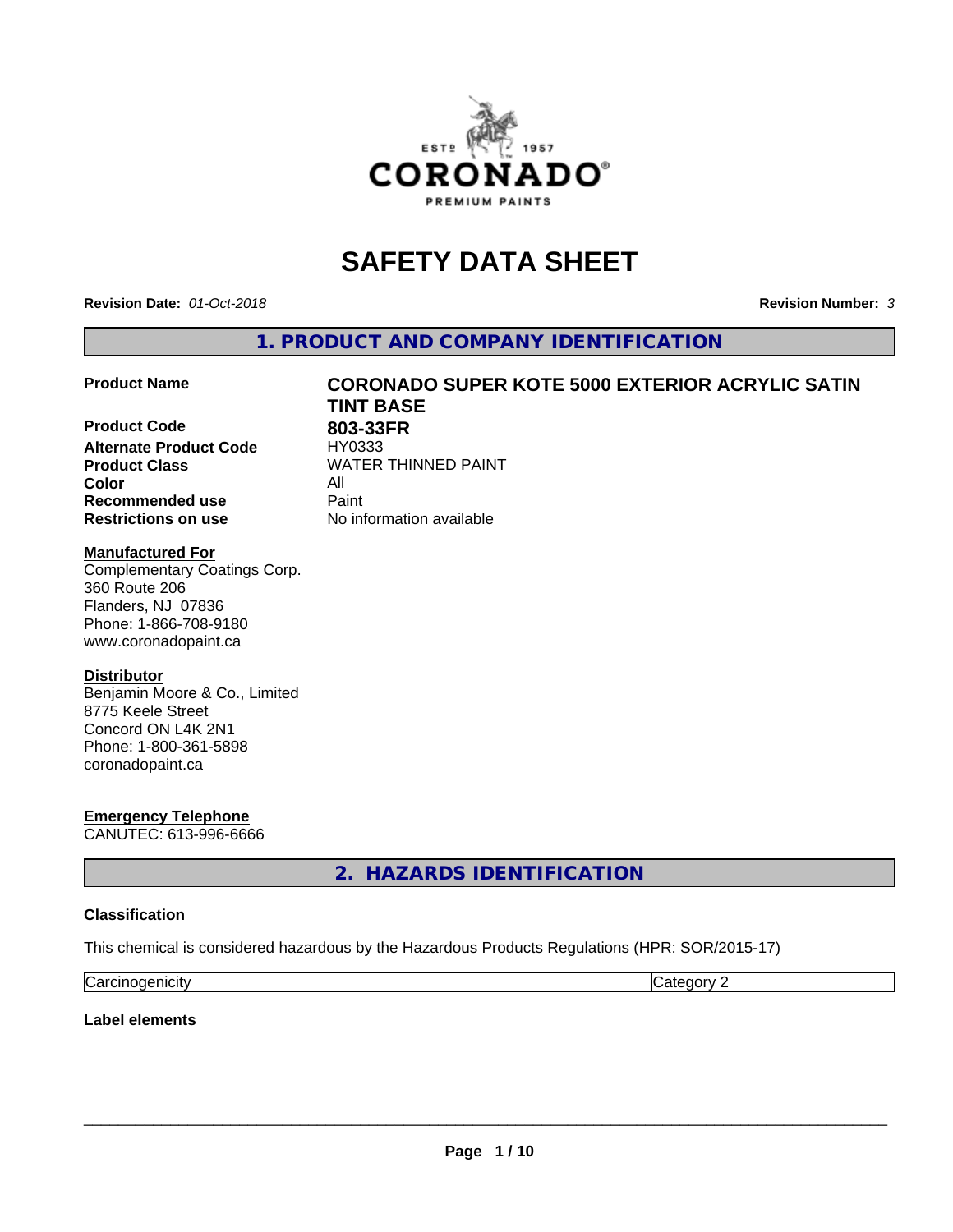# SAFETY DATA SHEET

**Revision Date:** *01-Oct-2018*

**Revision Number:** *3*

## 1. PRODUCT AND COMPANY IDENTIFICATION

| | |
|---|---|
| **Product Name** | **CORONADO SUPER KOTE 5000 EXTERIOR ACRYLIC SATIN TINT BASE** |
| **Product Code** | **803-33FR** |
| **Alternate Product Code** | HY0333 |
| **Product Class** | WATER THINNED PAINT |
| **Color** | All |
| **Recommended use** | Paint |
| **Restrictions on use** | No information available |

**Manufactured For**
Complementary Coatings Corp.
360 Route 206
Flanders, NJ 07836
Phone: 1-866-708-9180
www.coronadopaint.ca

**Distributor**
Benjamin Moore & Co., Limited
8775 Keele Street
Concord ON L4K 2N1
Phone: 1-800-361-5898
coronadopaint.ca

**Emergency Telephone**
CANUTEC: 613-996-6666

## 2. HAZARDS IDENTIFICATION

**Classification**

This chemical is considered hazardous by the Hazardous Products Regulations (HPR: SOR/2015-17)

| | |
|---|---|
| Carcinogenicity | Category 2 |

**Label elements**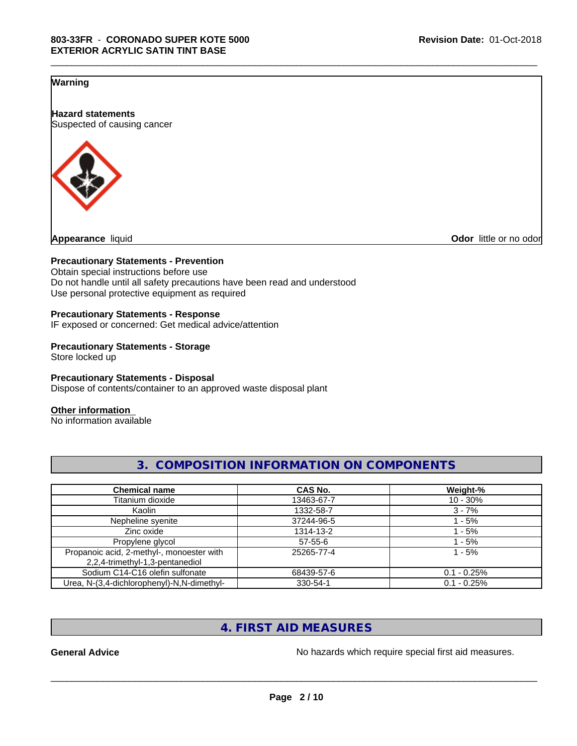**Warning**

**Hazard statements**
Suspected of causing cancer

**Appearance** liquid

**Odor** little or no odor

**Precautionary Statements - Prevention**
Obtain special instructions before use
Do not handle until all safety precautions have been read and understood
Use personal protective equipment as required

**Precautionary Statements - Response**
IF exposed or concerned: Get medical advice/attention

**Precautionary Statements - Storage**
Store locked up

**Precautionary Statements - Disposal**
Dispose of contents/container to an approved waste disposal plant

**Other information**
No information available

## 3. COMPOSITION INFORMATION ON COMPONENTS

| Chemical name | CAS No. | Weight-% |
|---|---|---|
| Titanium dioxide | 13463-67-7 | 10 - 30% |
| Kaolin | 1332-58-7 | 3 - 7% |
| Nepheline syenite | 37244-96-5 | 1 - 5% |
| Zinc oxide | 1314-13-2 | 1 - 5% |
| Propylene glycol | 57-55-6 | 1 - 5% |
| Propanoic acid, 2-methyl-, monoester with 2,2,4-trimethyl-1,3-pentanediol | 25265-77-4 | 1 - 5% |
| Sodium C14-C16 olefin sulfonate | 68439-57-6 | 0.1 - 0.25% |
| Urea, N-(3,4-dichlorophenyl)-N,N-dimethyl- | 330-54-1 | 0.1 - 0.25% |

## 4. FIRST AID MEASURES

**General Advice** No hazards which require special first aid measures.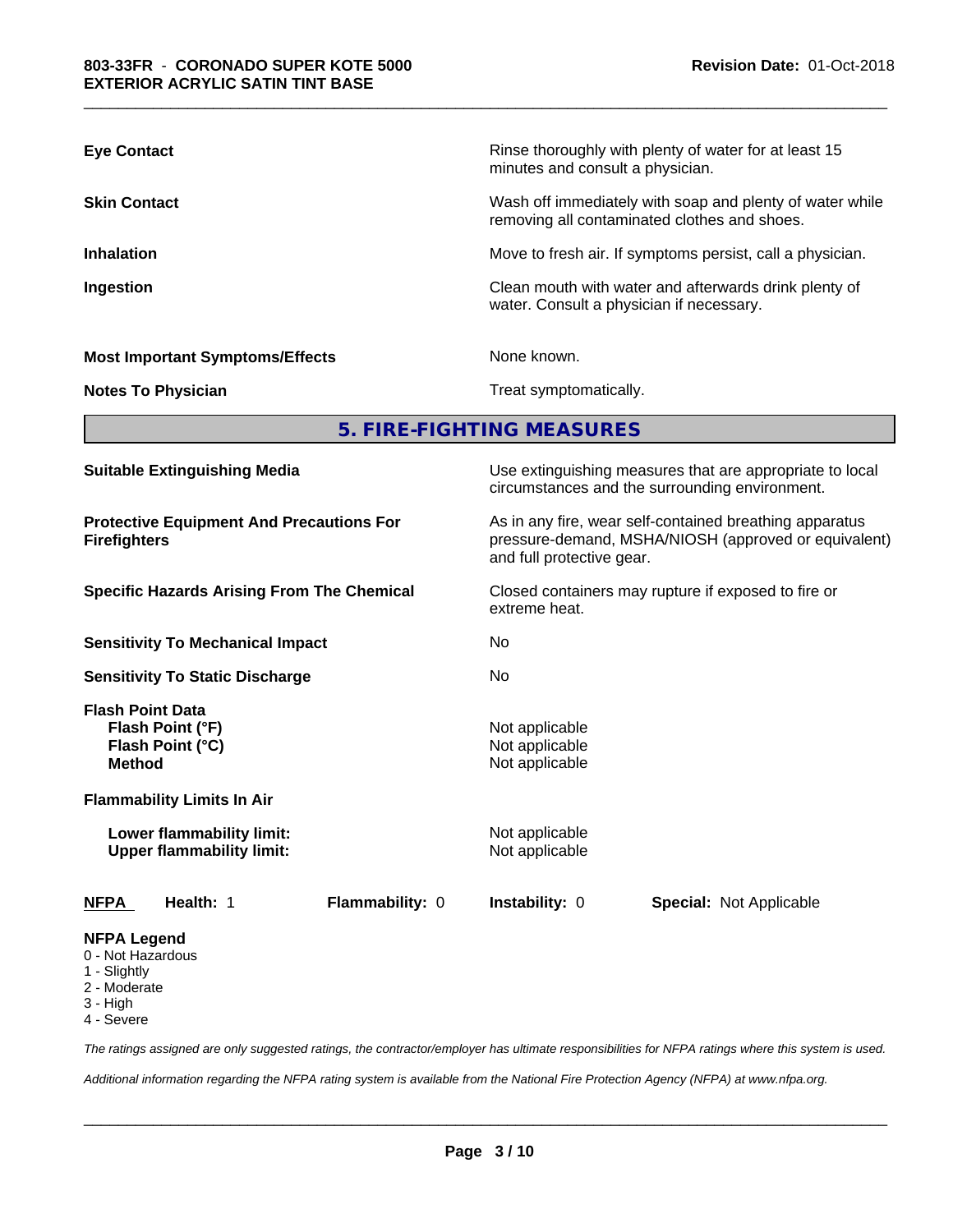| | |
|---|---|
| **Eye Contact** | Rinse thoroughly with plenty of water for at least 15 minutes and consult a physician. |
| **Skin Contact** | Wash off immediately with soap and plenty of water while removing all contaminated clothes and shoes. |
| **Inhalation** | Move to fresh air. If symptoms persist, call a physician. |
| **Ingestion** | Clean mouth with water and afterwards drink plenty of water. Consult a physician if necessary. |
| **Most Important Symptoms/Effects** | None known. |
| **Notes To Physician** | Treat symptomatically. |

## 5. FIRE-FIGHTING MEASURES

| | |
|---|---|
| **Suitable Extinguishing Media** | Use extinguishing measures that are appropriate to local circumstances and the surrounding environment. |
| **Protective Equipment And Precautions For Firefighters** | As in any fire, wear self-contained breathing apparatus pressure-demand, MSHA/NIOSH (approved or equivalent) and full protective gear. |
| **Specific Hazards Arising From The Chemical** | Closed containers may rupture if exposed to fire or extreme heat. |
| **Sensitivity To Mechanical Impact** | No |
| **Sensitivity To Static Discharge** | No |

**Flash Point Data**

| | |
|---|---|
| **Flash Point (°F)** | Not applicable |
| **Flash Point (°C)** | Not applicable |
| **Method** | Not applicable |

**Flammability Limits In Air**

| | |
|---|---|
| **Lower flammability limit:** | Not applicable |
| **Upper flammability limit:** | Not applicable |

**NFPA** **Health:** 1 **Flammability:** 0 **Instability:** 0 **Special:** Not Applicable

**NFPA Legend**
- 0 - Not Hazardous
- 1 - Slightly
- 2 - Moderate
- 3 - High
- 4 - Severe

*The ratings assigned are only suggested ratings, the contractor/employer has ultimate responsibilities for NFPA ratings where this system is used.*

*Additional information regarding the NFPA rating system is available from the National Fire Protection Agency (NFPA) at www.nfpa.org.*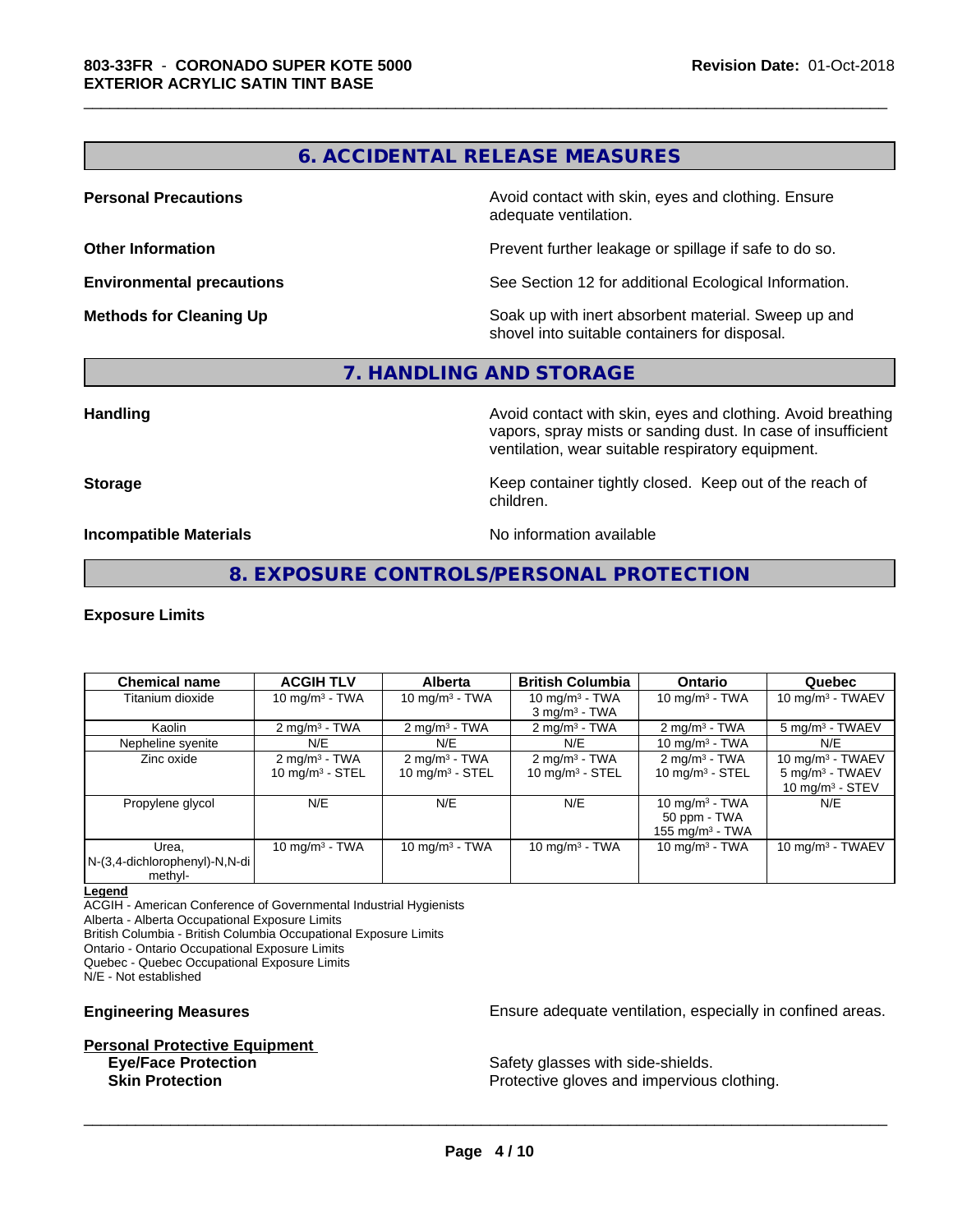## 6. ACCIDENTAL RELEASE MEASURES

**Personal Precautions**
Avoid contact with skin, eyes and clothing. Ensure adequate ventilation.

**Other Information**
Prevent further leakage or spillage if safe to do so.

**Environmental precautions**
See Section 12 for additional Ecological Information.

**Methods for Cleaning Up**
Soak up with inert absorbent material. Sweep up and shovel into suitable containers for disposal.

## 7. HANDLING AND STORAGE

**Handling**
Avoid contact with skin, eyes and clothing. Avoid breathing vapors, spray mists or sanding dust. In case of insufficient ventilation, wear suitable respiratory equipment.

**Storage**
Keep container tightly closed. Keep out of the reach of children.

**Incompatible Materials**
No information available

## 8. EXPOSURE CONTROLS/PERSONAL PROTECTION

**Exposure Limits**

| Chemical name | ACGIH TLV | Alberta | British Columbia | Ontario | Quebec |
|---|---|---|---|---|---|
| Titanium dioxide | 10 mg/m³ - TWA | 10 mg/m³ - TWA | 10 mg/m³ - TWA<br>3 mg/m³ - TWA | 10 mg/m³ - TWA | 10 mg/m³ - TWAEV |
| Kaolin | 2 mg/m³ - TWA | 2 mg/m³ - TWA | 2 mg/m³ - TWA | 2 mg/m³ - TWA | 5 mg/m³ - TWAEV |
| Nepheline syenite | N/E | N/E | N/E | 10 mg/m³ - TWA | N/E |
| Zinc oxide | 2 mg/m³ - TWA<br>10 mg/m³ - STEL | 2 mg/m³ - TWA<br>10 mg/m³ - STEL | 2 mg/m³ - TWA<br>10 mg/m³ - STEL | 2 mg/m³ - TWA<br>10 mg/m³ - STEL | 10 mg/m³ - TWAEV<br>5 mg/m³ - TWAEV<br>10 mg/m³ - STEV |
| Propylene glycol | N/E | N/E | N/E | 10 mg/m³ - TWA<br>50 ppm - TWA<br>155 mg/m³ - TWA | N/E |
| Urea, N-(3,4-dichlorophenyl)-N,N-dimethyl- | 10 mg/m³ - TWA | 10 mg/m³ - TWA | 10 mg/m³ - TWA | 10 mg/m³ - TWA | 10 mg/m³ - TWAEV |

**Legend**
ACGIH - American Conference of Governmental Industrial Hygienists
Alberta - Alberta Occupational Exposure Limits
British Columbia - British Columbia Occupational Exposure Limits
Ontario - Ontario Occupational Exposure Limits
Quebec - Quebec Occupational Exposure Limits
N/E - Not established

**Engineering Measures**
Ensure adequate ventilation, especially in confined areas.

**Personal Protective Equipment**

**Eye/Face Protection**
Safety glasses with side-shields.

**Skin Protection**
Protective gloves and impervious clothing.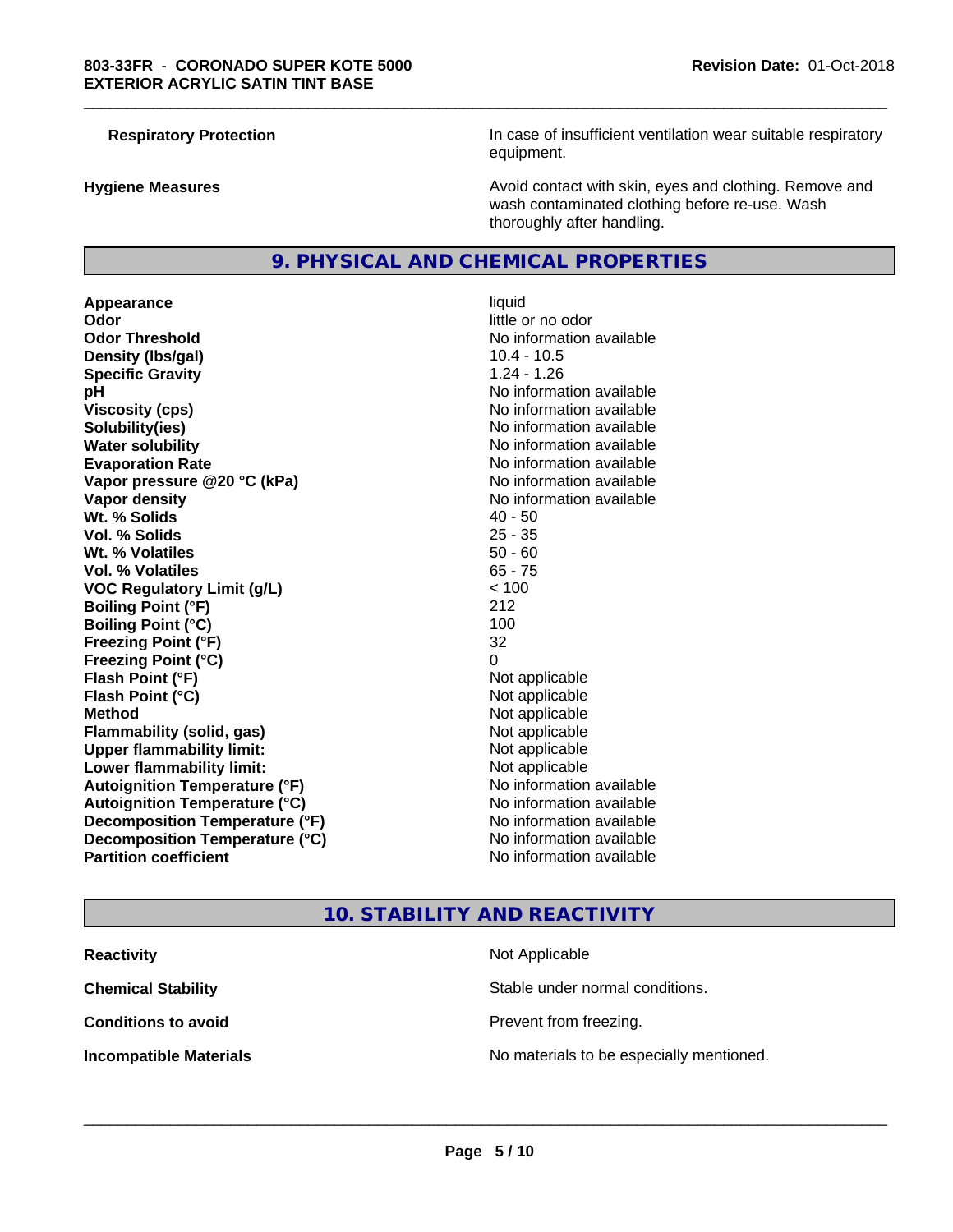| | |
|---|---|
| **Respiratory Protection** | In case of insufficient ventilation wear suitable respiratory equipment. |
| **Hygiene Measures** | Avoid contact with skin, eyes and clothing. Remove and wash contaminated clothing before re-use. Wash thoroughly after handling. |

## 9. PHYSICAL AND CHEMICAL PROPERTIES

| | |
|---|---|
| **Appearance** | liquid |
| **Odor** | little or no odor |
| **Odor Threshold** | No information available |
| **Density (lbs/gal)** | 10.4 - 10.5 |
| **Specific Gravity** | 1.24 - 1.26 |
| **pH** | No information available |
| **Viscosity (cps)** | No information available |
| **Solubility(ies)** | No information available |
| **Water solubility** | No information available |
| **Evaporation Rate** | No information available |
| **Vapor pressure @20 °C (kPa)** | No information available |
| **Vapor density** | No information available |
| **Wt. % Solids** | 40 - 50 |
| **Vol. % Solids** | 25 - 35 |
| **Wt. % Volatiles** | 50 - 60 |
| **Vol. % Volatiles** | 65 - 75 |
| **VOC Regulatory Limit (g/L)** | < 100 |
| **Boiling Point (°F)** | 212 |
| **Boiling Point (°C)** | 100 |
| **Freezing Point (°F)** | 32 |
| **Freezing Point (°C)** | 0 |
| **Flash Point (°F)** | Not applicable |
| **Flash Point (°C)** | Not applicable |
| **Method** | Not applicable |
| **Flammability (solid, gas)** | Not applicable |
| **Upper flammability limit:** | Not applicable |
| **Lower flammability limit:** | Not applicable |
| **Autoignition Temperature (°F)** | No information available |
| **Autoignition Temperature (°C)** | No information available |
| **Decomposition Temperature (°F)** | No information available |
| **Decomposition Temperature (°C)** | No information available |
| **Partition coefficient** | No information available |

## 10. STABILITY AND REACTIVITY

| | |
|---|---|
| **Reactivity** | Not Applicable |
| **Chemical Stability** | Stable under normal conditions. |
| **Conditions to avoid** | Prevent from freezing. |
| **Incompatible Materials** | No materials to be especially mentioned. |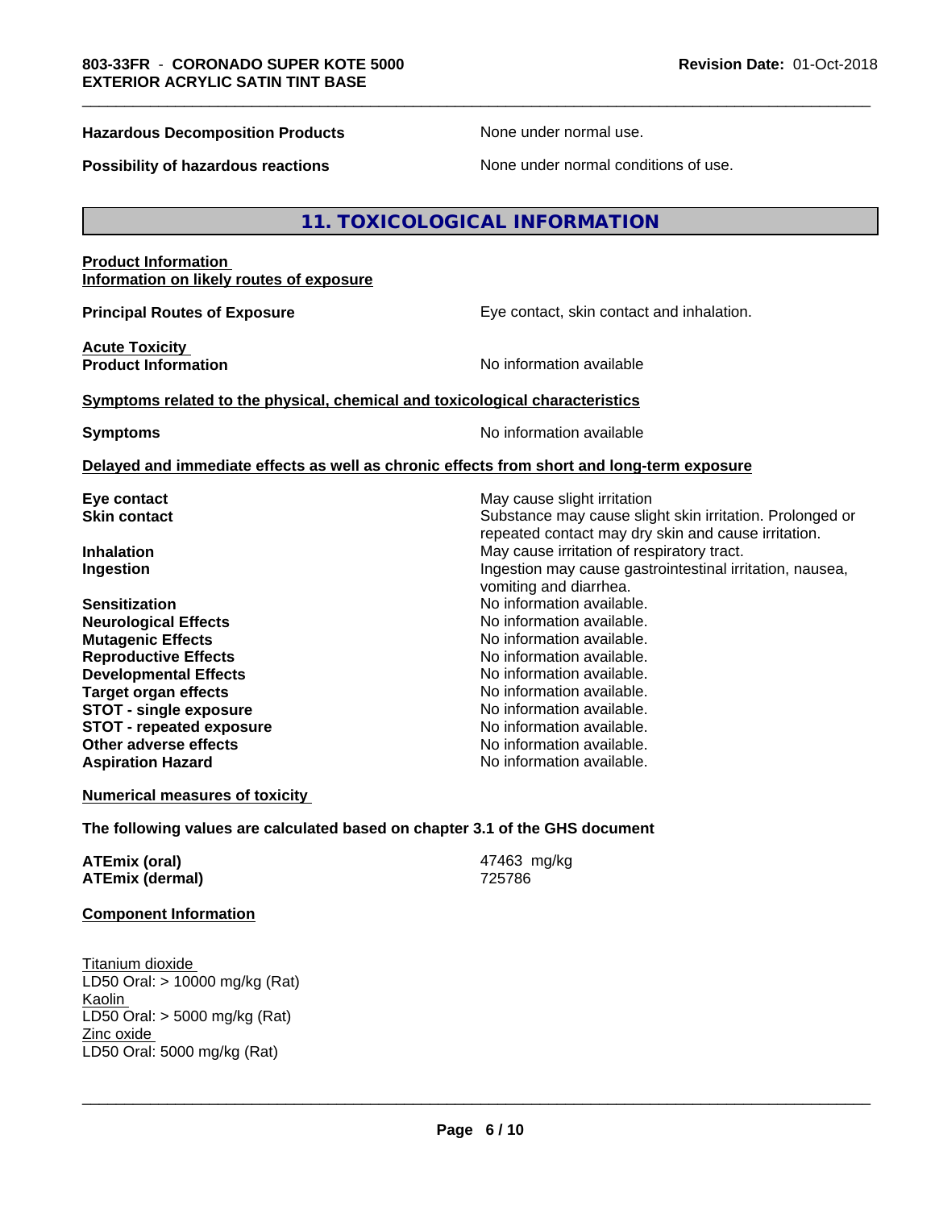**Hazardous Decomposition Products** None under normal use.

**Possibility of hazardous reactions** None under normal conditions of use.

## 11. TOXICOLOGICAL INFORMATION

**Product Information**
**Information on likely routes of exposure**

**Principal Routes of Exposure** Eye contact, skin contact and inhalation.

**Acute Toxicity**
**Product Information** No information available

**Symptoms related to the physical, chemical and toxicological characteristics**

**Symptoms** No information available

**Delayed and immediate effects as well as chronic effects from short and long-term exposure**

| | |
|---|---|
| **Eye contact** | May cause slight irritation |
| **Skin contact** | Substance may cause slight skin irritation. Prolonged or repeated contact may dry skin and cause irritation. |
| **Inhalation** | May cause irritation of respiratory tract. |
| **Ingestion** | Ingestion may cause gastrointestinal irritation, nausea, vomiting and diarrhea. |
| **Sensitization** | No information available. |
| **Neurological Effects** | No information available. |
| **Mutagenic Effects** | No information available. |
| **Reproductive Effects** | No information available. |
| **Developmental Effects** | No information available. |
| **Target organ effects** | No information available. |
| **STOT - single exposure** | No information available. |
| **STOT - repeated exposure** | No information available. |
| **Other adverse effects** | No information available. |
| **Aspiration Hazard** | No information available. |

**Numerical measures of toxicity**

**The following values are calculated based on chapter 3.1 of the GHS document**

**ATEmix (oral)** 47463 mg/kg
**ATEmix (dermal)** 725786

**Component Information**

Titanium dioxide
LD50 Oral: > 10000 mg/kg (Rat)
Kaolin
LD50 Oral: > 5000 mg/kg (Rat)
Zinc oxide
LD50 Oral: 5000 mg/kg (Rat)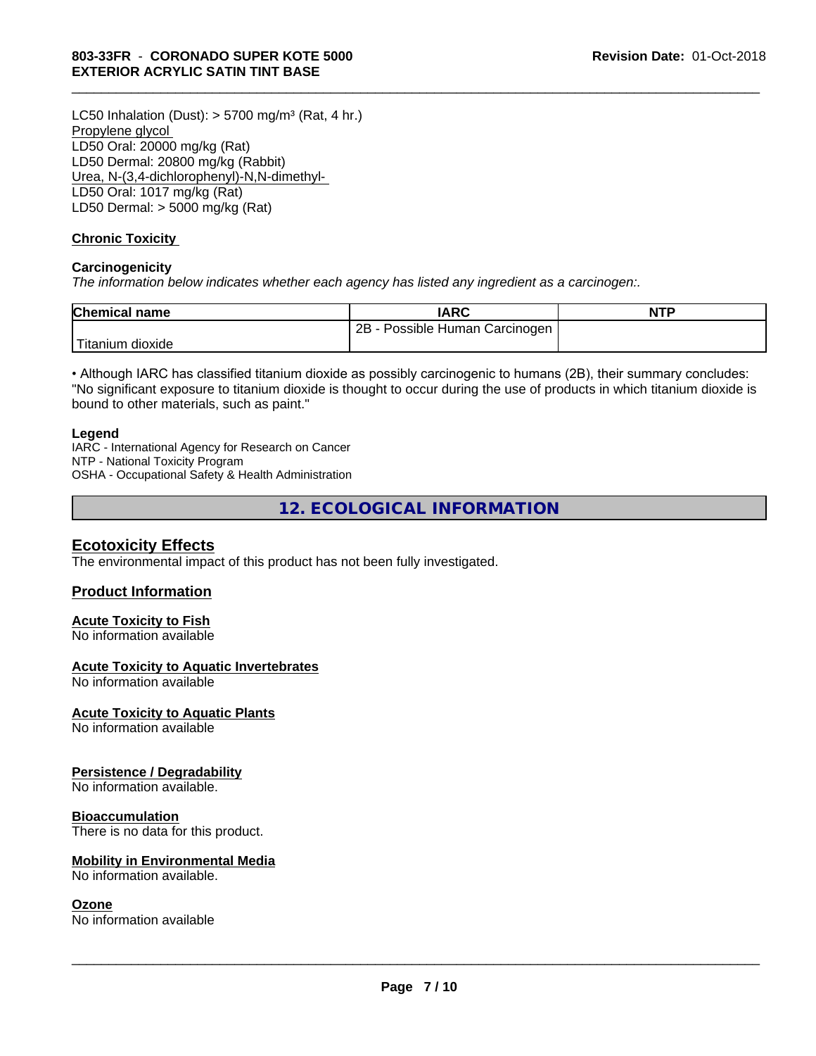LC50 Inhalation (Dust): > 5700 mg/m³ (Rat, 4 hr.)
Propylene glycol
LD50 Oral: 20000 mg/kg (Rat)
LD50 Dermal: 20800 mg/kg (Rabbit)
Urea, N-(3,4-dichlorophenyl)-N,N-dimethyl-
LD50 Oral: 1017 mg/kg (Rat)
LD50 Dermal: > 5000 mg/kg (Rat)

**Chronic Toxicity**

**Carcinogenicity**

*The information below indicates whether each agency has listed any ingredient as a carcinogen:.*

| Chemical name | IARC | NTP |
|---|---|---|
| Titanium dioxide | 2B - Possible Human Carcinogen | |

• Although IARC has classified titanium dioxide as possibly carcinogenic to humans (2B), their summary concludes: "No significant exposure to titanium dioxide is thought to occur during the use of products in which titanium dioxide is bound to other materials, such as paint."

**Legend**

IARC - International Agency for Research on Cancer
NTP - National Toxicity Program
OSHA - Occupational Safety & Health Administration

## 12. ECOLOGICAL INFORMATION

### Ecotoxicity Effects

The environmental impact of this product has not been fully investigated.

### Product Information

**Acute Toxicity to Fish**
No information available

**Acute Toxicity to Aquatic Invertebrates**
No information available

**Acute Toxicity to Aquatic Plants**
No information available

**Persistence / Degradability**
No information available.

**Bioaccumulation**
There is no data for this product.

**Mobility in Environmental Media**
No information available.

**Ozone**
No information available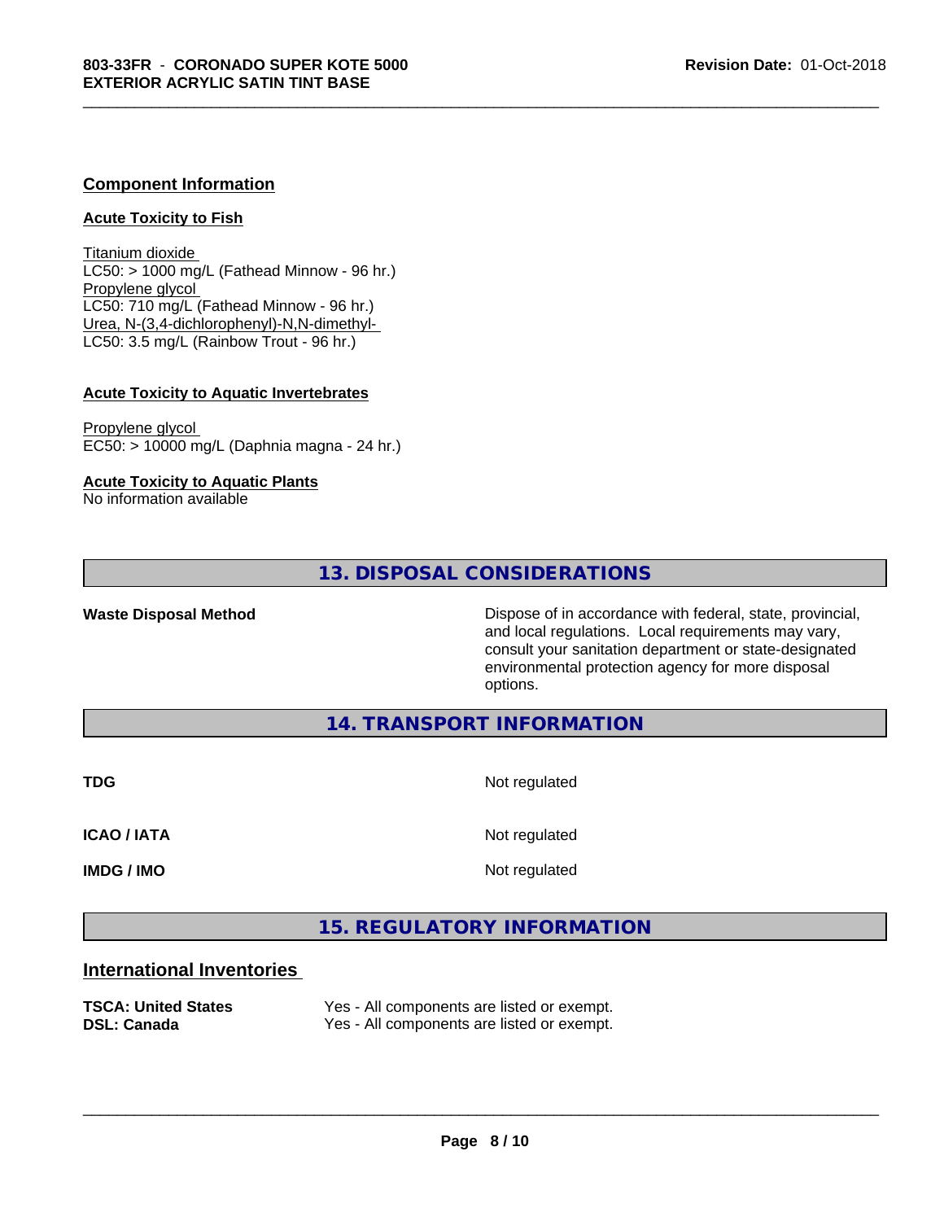### Component Information

#### Acute Toxicity to Fish

Titanium dioxide
LC50: > 1000 mg/L (Fathead Minnow - 96 hr.)
Propylene glycol
LC50: 710 mg/L (Fathead Minnow - 96 hr.)
Urea, N-(3,4-dichlorophenyl)-N,N-dimethyl-
LC50: 3.5 mg/L (Rainbow Trout - 96 hr.)

#### Acute Toxicity to Aquatic Invertebrates

Propylene glycol
EC50: > 10000 mg/L (Daphnia magna - 24 hr.)

#### Acute Toxicity to Aquatic Plants

No information available

## 13. DISPOSAL CONSIDERATIONS

**Waste Disposal Method**: Dispose of in accordance with federal, state, provincial, and local regulations. Local requirements may vary, consult your sanitation department or state-designated environmental protection agency for more disposal options.

## 14. TRANSPORT INFORMATION

**TDG**: Not regulated

**ICAO / IATA**: Not regulated

**IMDG / IMO**: Not regulated

## 15. REGULATORY INFORMATION

### International Inventories

| | |
|---|---|
| **TSCA: United States** | Yes - All components are listed or exempt. |
| **DSL: Canada** | Yes - All components are listed or exempt. |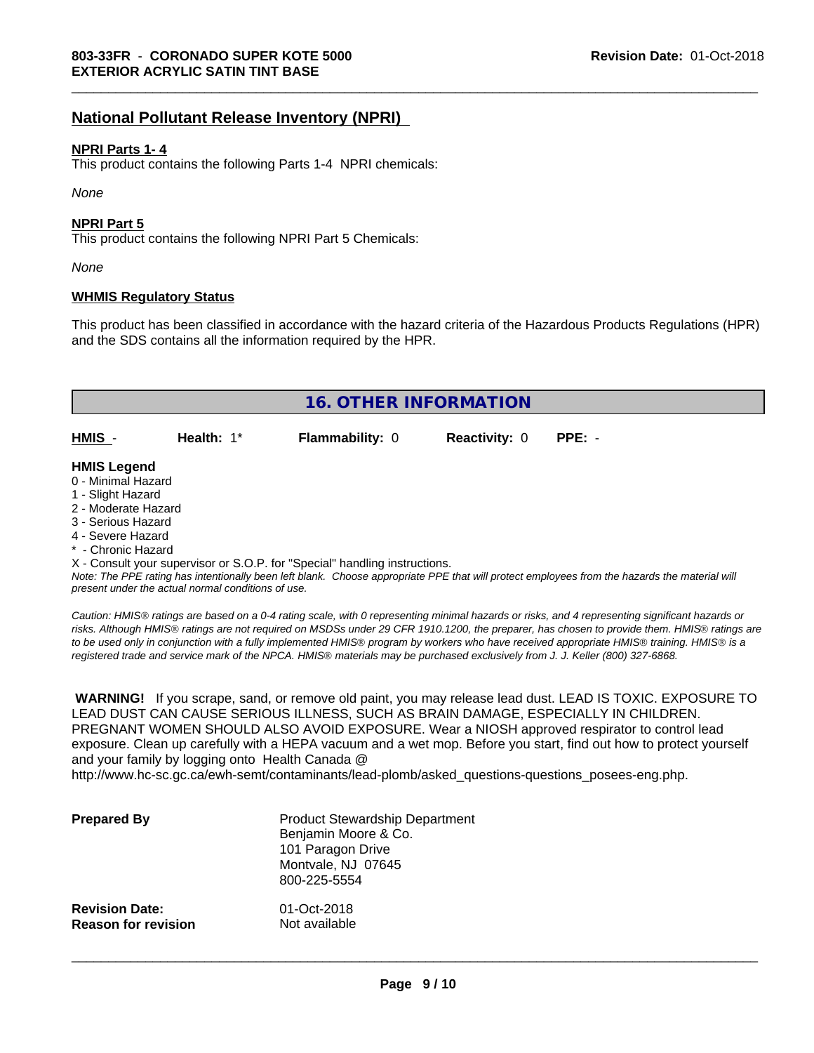## National Pollutant Release Inventory (NPRI)

**NPRI Parts 1- 4**

This product contains the following Parts 1-4 NPRI chemicals:

*None*

**NPRI Part 5**

This product contains the following NPRI Part 5 Chemicals:

*None*

**WHMIS Regulatory Status**

This product has been classified in accordance with the hazard criteria of the Hazardous Products Regulations (HPR) and the SDS contains all the information required by the HPR.

## 16. OTHER INFORMATION

| HMIS - | Health: 1* | Flammability: 0 | Reactivity: 0 | PPE: - |
|---|---|---|---|---|

**HMIS Legend**

0 - Minimal Hazard
1 - Slight Hazard
2 - Moderate Hazard
3 - Serious Hazard
4 - Severe Hazard
* - Chronic Hazard
X - Consult your supervisor or S.O.P. for "Special" handling instructions.

*Note: The PPE rating has intentionally been left blank. Choose appropriate PPE that will protect employees from the hazards the material will present under the actual normal conditions of use.*

*Caution: HMIS® ratings are based on a 0-4 rating scale, with 0 representing minimal hazards or risks, and 4 representing significant hazards or risks. Although HMIS® ratings are not required on MSDSs under 29 CFR 1910.1200, the preparer, has chosen to provide them. HMIS® ratings are to be used only in conjunction with a fully implemented HMIS® program by workers who have received appropriate HMIS® training. HMIS® is a registered trade and service mark of the NPCA. HMIS® materials may be purchased exclusively from J. J. Keller (800) 327-6868.*

**WARNING!** If you scrape, sand, or remove old paint, you may release lead dust. LEAD IS TOXIC. EXPOSURE TO LEAD DUST CAN CAUSE SERIOUS ILLNESS, SUCH AS BRAIN DAMAGE, ESPECIALLY IN CHILDREN. PREGNANT WOMEN SHOULD ALSO AVOID EXPOSURE. Wear a NIOSH approved respirator to control lead exposure. Clean up carefully with a HEPA vacuum and a wet mop. Before you start, find out how to protect yourself and your family by logging onto Health Canada @ http://www.hc-sc.gc.ca/ewh-semt/contaminants/lead-plomb/asked_questions-questions_posees-eng.php.

**Prepared By**

Product Stewardship Department
Benjamin Moore & Co.
101 Paragon Drive
Montvale, NJ 07645
800-225-5554

**Revision Date:** 01-Oct-2018
**Reason for revision** Not available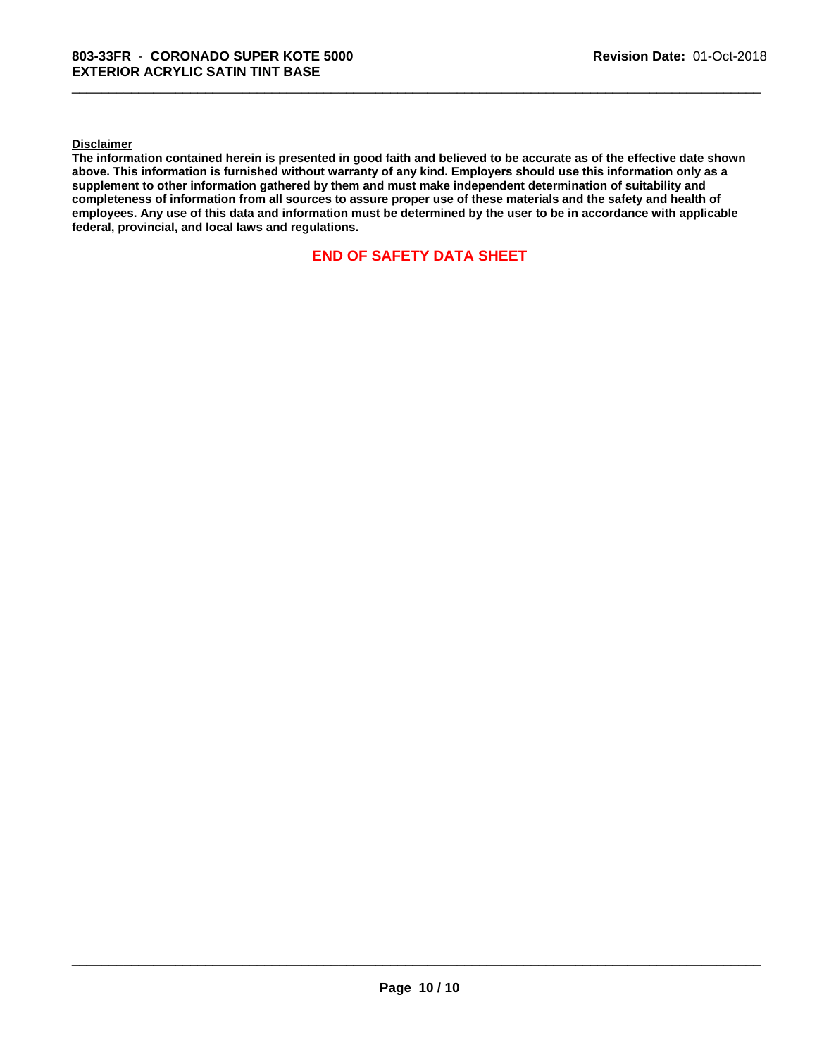**Disclaimer**

**The information contained herein is presented in good faith and believed to be accurate as of the effective date shown above. This information is furnished without warranty of any kind. Employers should use this information only as a supplement to other information gathered by them and must make independent determination of suitability and completeness of information from all sources to assure proper use of these materials and the safety and health of employees. Any use of this data and information must be determined by the user to be in accordance with applicable federal, provincial, and local laws and regulations.**

**END OF SAFETY DATA SHEET**